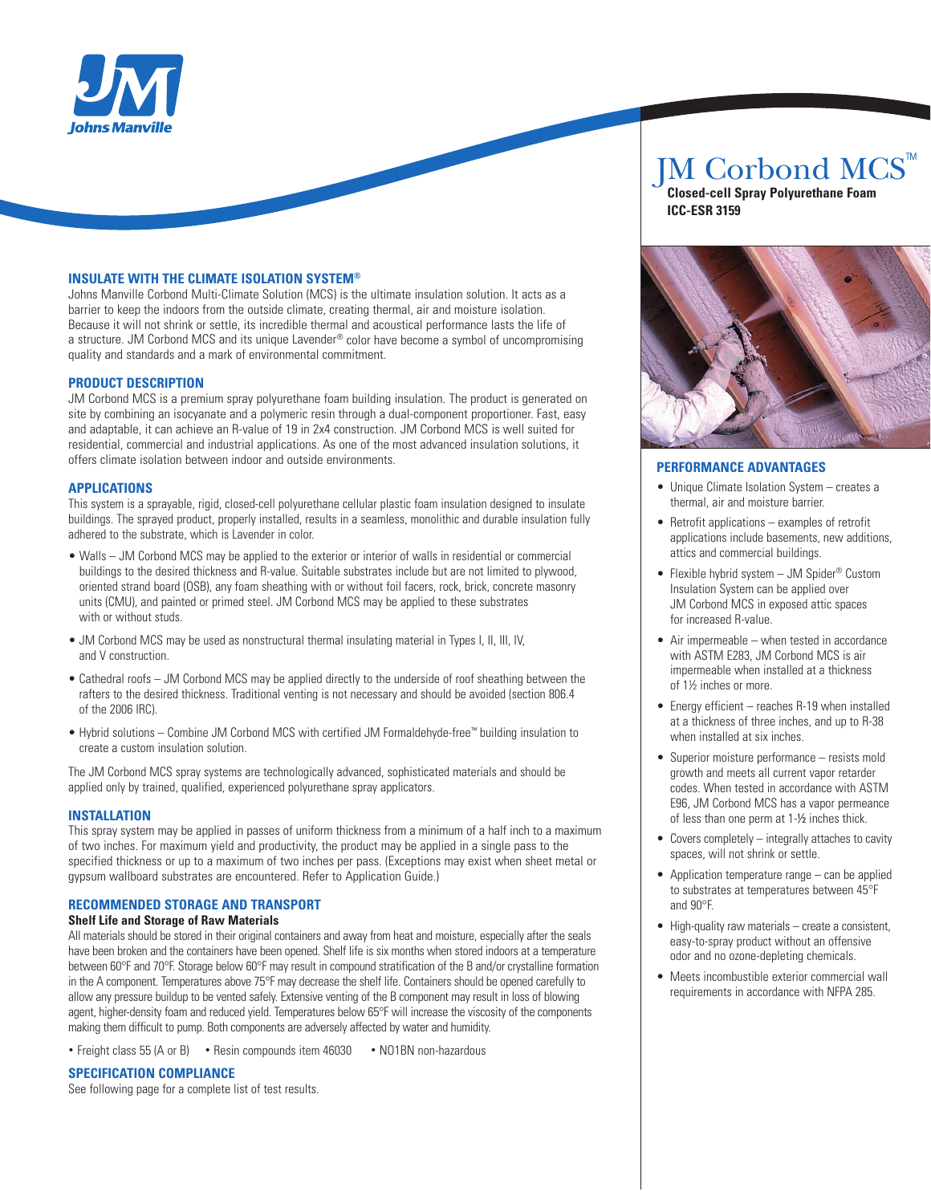# JM Corbond MCS™

**Closed-cell Spray Polyurethane Foam**
**ICC-ESR 3159**

## INSULATE WITH THE CLIMATE ISOLATION SYSTEM®

Johns Manville Corbond Multi-Climate Solution (MCS) is the ultimate insulation solution. It acts as a barrier to keep the indoors from the outside climate, creating thermal, air and moisture isolation. Because it will not shrink or settle, its incredible thermal and acoustical performance lasts the life of a structure. JM Corbond MCS and its unique Lavender® color have become a symbol of uncompromising quality and standards and a mark of environmental commitment.

## PRODUCT DESCRIPTION

JM Corbond MCS is a premium spray polyurethane foam building insulation. The product is generated on site by combining an isocyanate and a polymeric resin through a dual-component proportioner. Fast, easy and adaptable, it can achieve an R-value of 19 in 2x4 construction. JM Corbond MCS is well suited for residential, commercial and industrial applications. As one of the most advanced insulation solutions, it offers climate isolation between indoor and outside environments.

## APPLICATIONS

This system is a sprayable, rigid, closed-cell polyurethane cellular plastic foam insulation designed to insulate buildings. The sprayed product, properly installed, results in a seamless, monolithic and durable insulation fully adhered to the substrate, which is Lavender in color.

- Walls – JM Corbond MCS may be applied to the exterior or interior of walls in residential or commercial buildings to the desired thickness and R-value. Suitable substrates include but are not limited to plywood, oriented strand board (OSB), any foam sheathing with or without foil facers, rock, brick, concrete masonry units (CMU), and painted or primed steel. JM Corbond MCS may be applied to these substrates with or without studs.
- JM Corbond MCS may be used as nonstructural thermal insulating material in Types I, II, III, IV, and V construction.
- Cathedral roofs – JM Corbond MCS may be applied directly to the underside of roof sheathing between the rafters to the desired thickness. Traditional venting is not necessary and should be avoided (section 806.4 of the 2006 IRC).
- Hybrid solutions – Combine JM Corbond MCS with certified JM Formaldehyde-free™ building insulation to create a custom insulation solution.

The JM Corbond MCS spray systems are technologically advanced, sophisticated materials and should be applied only by trained, qualified, experienced polyurethane spray applicators.

## INSTALLATION

This spray system may be applied in passes of uniform thickness from a minimum of a half inch to a maximum of two inches. For maximum yield and productivity, the product may be applied in a single pass to the specified thickness or up to a maximum of two inches per pass. (Exceptions may exist when sheet metal or gypsum wallboard substrates are encountered. Refer to Application Guide.)

## RECOMMENDED STORAGE AND TRANSPORT

### Shelf Life and Storage of Raw Materials

All materials should be stored in their original containers and away from heat and moisture, especially after the seals have been broken and the containers have been opened. Shelf life is six months when stored indoors at a temperature between 60°F and 70°F. Storage below 60°F may result in compound stratification of the B and/or crystalline formation in the A component. Temperatures above 75°F may decrease the shelf life. Containers should be opened carefully to allow any pressure buildup to be vented safely. Extensive venting of the B component may result in loss of blowing agent, higher-density foam and reduced yield. Temperatures below 65°F will increase the viscosity of the components making them difficult to pump. Both components are adversely affected by water and humidity.

- Freight class 55 (A or B)
- Resin compounds item 46030
- NO1BN non-hazardous

## SPECIFICATION COMPLIANCE

See following page for a complete list of test results.

## PERFORMANCE ADVANTAGES

- Unique Climate Isolation System – creates a thermal, air and moisture barrier.
- Retrofit applications – examples of retrofit applications include basements, new additions, attics and commercial buildings.
- Flexible hybrid system – JM Spider® Custom Insulation System can be applied over JM Corbond MCS in exposed attic spaces for increased R-value.
- Air impermeable – when tested in accordance with ASTM E283, JM Corbond MCS is air impermeable when installed at a thickness of 1½ inches or more.
- Energy efficient – reaches R-19 when installed at a thickness of three inches, and up to R-38 when installed at six inches.
- Superior moisture performance – resists mold growth and meets all current vapor retarder codes. When tested in accordance with ASTM E96, JM Corbond MCS has a vapor permeance of less than one perm at 1-½ inches thick.
- Covers completely – integrally attaches to cavity spaces, will not shrink or settle.
- Application temperature range – can be applied to substrates at temperatures between 45°F and 90°F.
- High-quality raw materials – create a consistent, easy-to-spray product without an offensive odor and no ozone-depleting chemicals.
- Meets incombustible exterior commercial wall requirements in accordance with NFPA 285.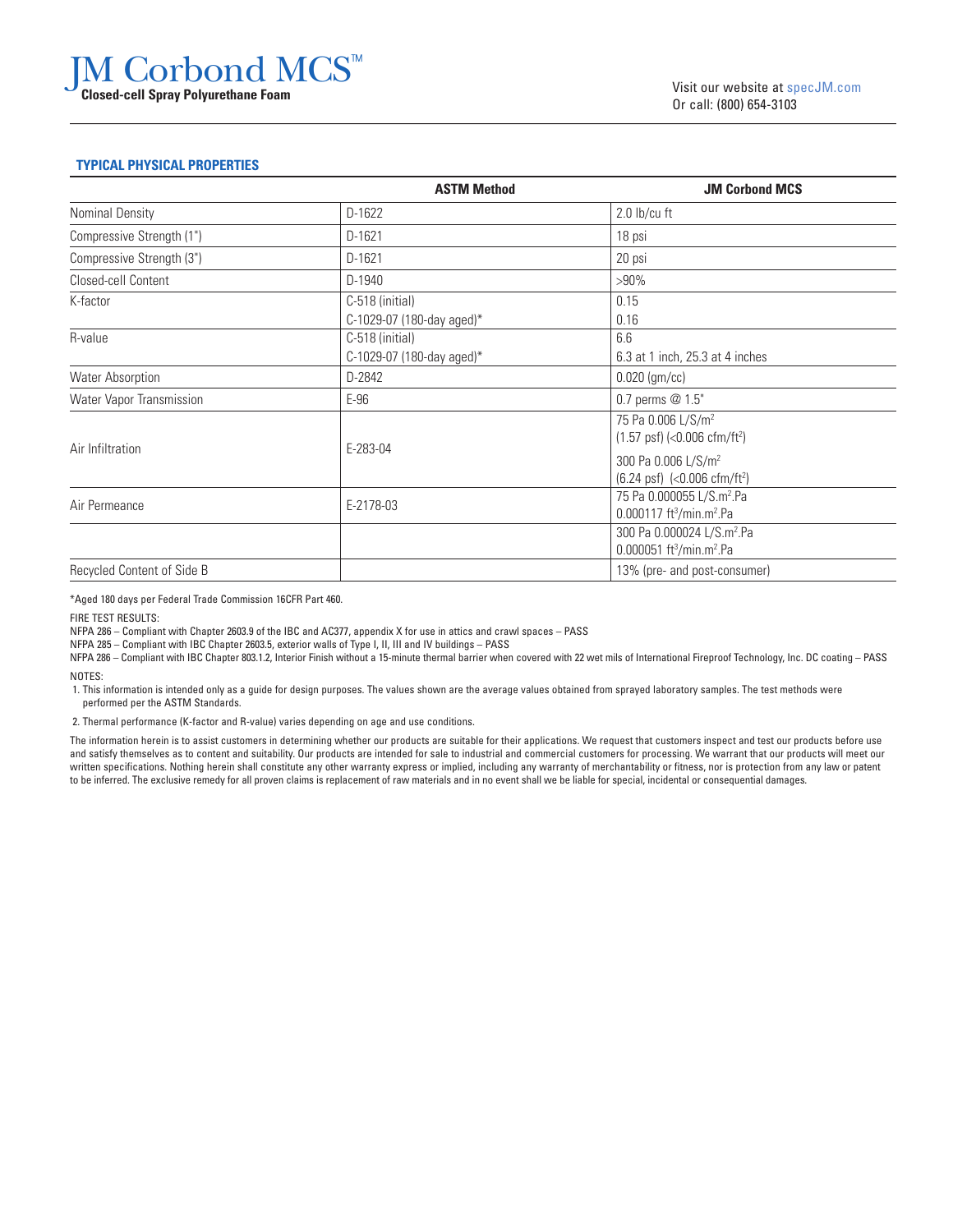# JM Corbond MCS™

**Closed-cell Spray Polyurethane Foam**

Visit our website at specJM.com
Or call: (800) 654-3103

## TYPICAL PHYSICAL PROPERTIES

| | ASTM Method | JM Corbond MCS |
|---|---|---|
| Nominal Density | D-1622 | 2.0 lb/cu ft |
| Compressive Strength (1") | D-1621 | 18 psi |
| Compressive Strength (3") | D-1621 | 20 psi |
| Closed-cell Content | D-1940 | >90% |
| K-factor | C-518 (initial)<br>C-1029-07 (180-day aged)* | 0.15<br>0.16 |
| R-value | C-518 (initial)<br>C-1029-07 (180-day aged)* | 6.6<br>6.3 at 1 inch, 25.3 at 4 inches |
| Water Absorption | D-2842 | 0.020 (gm/cc) |
| Water Vapor Transmission | E-96 | 0.7 perms @ 1.5" |
| Air Infiltration | E-283-04 | 75 Pa 0.006 L/S/m$^2$ (1.57 psf) (<0.006 cfm/ft$^2$)<br>300 Pa 0.006 L/S/m$^2$ (6.24 psf) (<0.006 cfm/ft$^2$) |
| Air Permeance | E-2178-03 | 75 Pa 0.000055 L/S.m$^2$.Pa<br>0.000117 ft$^3$/min.m$^2$.Pa |
| | | 300 Pa 0.000024 L/S.m$^2$.Pa<br>0.000051 ft$^3$/min.m$^2$.Pa |
| Recycled Content of Side B | | 13% (pre- and post-consumer) |

*Aged 180 days per Federal Trade Commission 16CFR Part 460.

FIRE TEST RESULTS:

NFPA 286 – Compliant with Chapter 2603.9 of the IBC and AC377, appendix X for use in attics and crawl spaces – PASS

NFPA 285 – Compliant with IBC Chapter 2603.5, exterior walls of Type I, II, III and IV buildings – PASS

NFPA 286 – Compliant with IBC Chapter 803.1.2, Interior Finish without a 15-minute thermal barrier when covered with 22 wet mils of International Fireproof Technology, Inc. DC coating – PASS

NOTES:

1. This information is intended only as a guide for design purposes. The values shown are the average values obtained from sprayed laboratory samples. The test methods were performed per the ASTM Standards.
2. Thermal performance (K-factor and R-value) varies depending on age and use conditions.

The information herein is to assist customers in determining whether our products are suitable for their applications. We request that customers inspect and test our products before use and satisfy themselves as to content and suitability. Our products are intended for sale to industrial and commercial customers for processing. We warrant that our products will meet our written specifications. Nothing herein shall constitute any other warranty express or implied, including any warranty of merchantability or fitness, nor is protection from any law or patent to be inferred. The exclusive remedy for all proven claims is replacement of raw materials and in no event shall we be liable for special, incidental or consequential damages.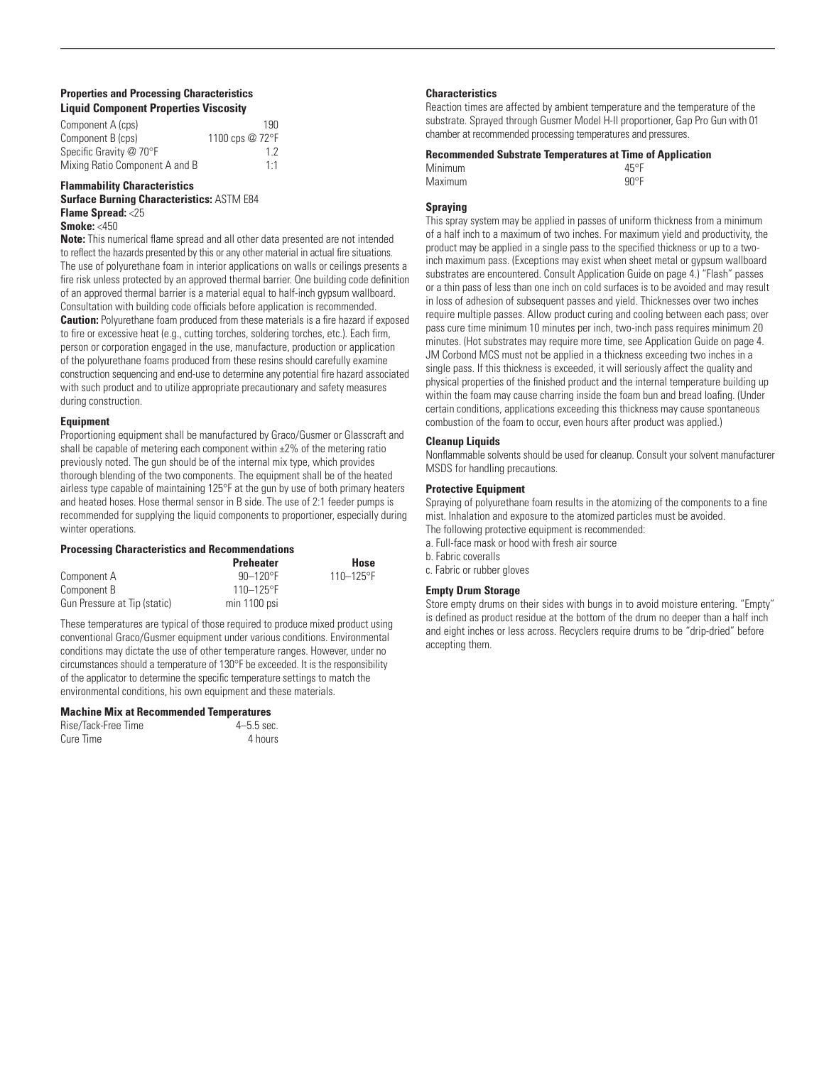### Properties and Processing Characteristics

#### Liquid Component Properties Viscosity

| | |
|---|---|
| Component A (cps) | 190 |
| Component B (cps) | 1100 cps @ 72°F |
| Specific Gravity @ 70°F | 1.2 |
| Mixing Ratio Component A and B | 1:1 |

#### Flammability Characteristics

**Surface Burning Characteristics:** ASTM E84

**Flame Spread:** <25

**Smoke:** <450

**Note:** This numerical flame spread and all other data presented are not intended to reflect the hazards presented by this or any other material in actual fire situations. The use of polyurethane foam in interior applications on walls or ceilings presents a fire risk unless protected by an approved thermal barrier. One building code definition of an approved thermal barrier is a material equal to half-inch gypsum wallboard. Consultation with building code officials before application is recommended.

**Caution:** Polyurethane foam produced from these materials is a fire hazard if exposed to fire or excessive heat (e.g., cutting torches, soldering torches, etc.). Each firm, person or corporation engaged in the use, manufacture, production or application of the polyurethane foams produced from these resins should carefully examine construction sequencing and end-use to determine any potential fire hazard associated with such product and to utilize appropriate precautionary and safety measures during construction.

#### Equipment

Proportioning equipment shall be manufactured by Graco/Gusmer or Glasscraft and shall be capable of metering each component within ±2% of the metering ratio previously noted. The gun should be of the internal mix type, which provides thorough blending of the two components. The equipment shall be of the heated airless type capable of maintaining 125°F at the gun by use of both primary heaters and heated hoses. Hose thermal sensor in B side. The use of 2:1 feeder pumps is recommended for supplying the liquid components to proportioner, especially during winter operations.

#### Processing Characteristics and Recommendations

| | Preheater | Hose |
|---|---|---|
| Component A | 90–120°F | 110–125°F |
| Component B | 110–125°F | |
| Gun Pressure at Tip (static) | min 1100 psi | |

These temperatures are typical of those required to produce mixed product using conventional Graco/Gusmer equipment under various conditions. Environmental conditions may dictate the use of other temperature ranges. However, under no circumstances should a temperature of 130°F be exceeded. It is the responsibility of the applicator to determine the specific temperature settings to match the environmental conditions, his own equipment and these materials.

#### Machine Mix at Recommended Temperatures

| | |
|---|---|
| Rise/Tack-Free Time | 4–5.5 sec. |
| Cure Time | 4 hours |

#### Characteristics

Reaction times are affected by ambient temperature and the temperature of the substrate. Sprayed through Gusmer Model H-II proportioner, Gap Pro Gun with 01 chamber at recommended processing temperatures and pressures.

#### Recommended Substrate Temperatures at Time of Application

| | |
|---|---|
| Minimum | 45°F |
| Maximum | 90°F |

#### Spraying

This spray system may be applied in passes of uniform thickness from a minimum of a half inch to a maximum of two inches. For maximum yield and productivity, the product may be applied in a single pass to the specified thickness or up to a two-inch maximum pass. (Exceptions may exist when sheet metal or gypsum wallboard substrates are encountered. Consult Application Guide on page 4.) "Flash" passes or a thin pass of less than one inch on cold surfaces is to be avoided and may result in loss of adhesion of subsequent passes and yield. Thicknesses over two inches require multiple passes. Allow product curing and cooling between each pass; over pass cure time minimum 10 minutes per inch, two-inch pass requires minimum 20 minutes. (Hot substrates may require more time, see Application Guide on page 4. JM Corbond MCS must not be applied in a thickness exceeding two inches in a single pass. If this thickness is exceeded, it will seriously affect the quality and physical properties of the finished product and the internal temperature building up within the foam may cause charring inside the foam bun and bread loafing. (Under certain conditions, applications exceeding this thickness may cause spontaneous combustion of the foam to occur, even hours after product was applied.)

#### Cleanup Liquids

Nonflammable solvents should be used for cleanup. Consult your solvent manufacturer MSDS for handling precautions.

#### Protective Equipment

Spraying of polyurethane foam results in the atomizing of the components to a fine mist. Inhalation and exposure to the atomized particles must be avoided.
The following protective equipment is recommended:

a. Full-face mask or hood with fresh air source
b. Fabric coveralls
c. Fabric or rubber gloves

#### Empty Drum Storage

Store empty drums on their sides with bungs in to avoid moisture entering. "Empty" is defined as product residue at the bottom of the drum no deeper than a half inch and eight inches or less across. Recyclers require drums to be "drip-dried" before accepting them.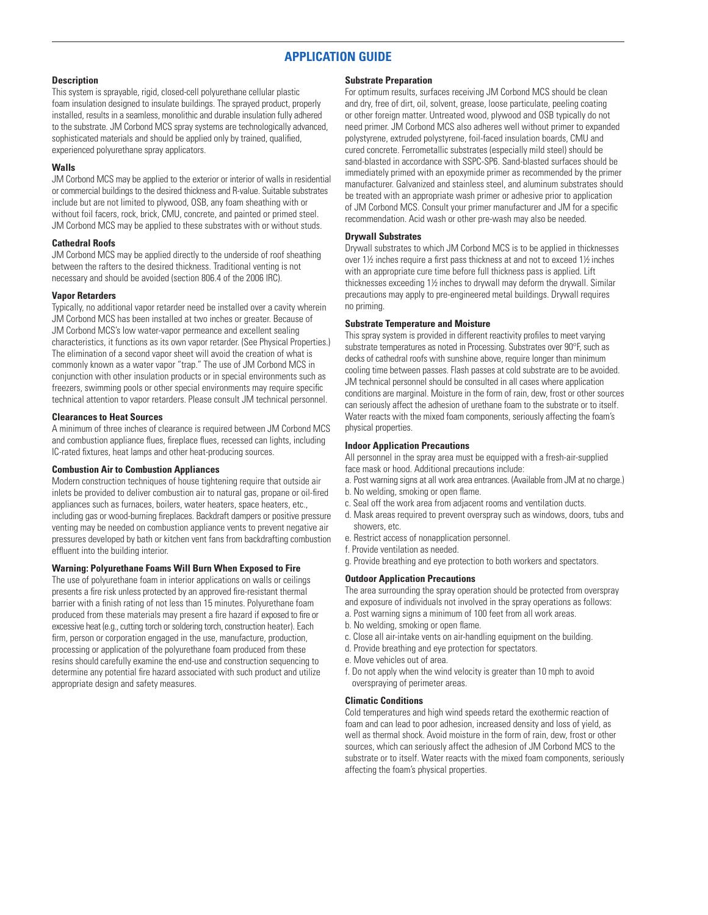## APPLICATION GUIDE

### Description

This system is sprayable, rigid, closed-cell polyurethane cellular plastic foam insulation designed to insulate buildings. The sprayed product, properly installed, results in a seamless, monolithic and durable insulation fully adhered to the substrate. JM Corbond MCS spray systems are technologically advanced, sophisticated materials and should be applied only by trained, qualified, experienced polyurethane spray applicators.

### Walls

JM Corbond MCS may be applied to the exterior or interior of walls in residential or commercial buildings to the desired thickness and R-value. Suitable substrates include but are not limited to plywood, OSB, any foam sheathing with or without foil facers, rock, brick, CMU, concrete, and painted or primed steel. JM Corbond MCS may be applied to these substrates with or without studs.

### Cathedral Roofs

JM Corbond MCS may be applied directly to the underside of roof sheathing between the rafters to the desired thickness. Traditional venting is not necessary and should be avoided (section 806.4 of the 2006 IRC).

### Vapor Retarders

Typically, no additional vapor retarder need be installed over a cavity wherein JM Corbond MCS has been installed at two inches or greater. Because of JM Corbond MCS's low water-vapor permeance and excellent sealing characteristics, it functions as its own vapor retarder. (See Physical Properties.) The elimination of a second vapor sheet will avoid the creation of what is commonly known as a water vapor "trap." The use of JM Corbond MCS in conjunction with other insulation products or in special environments such as freezers, swimming pools or other special environments may require specific technical attention to vapor retarders. Please consult JM technical personnel.

### Clearances to Heat Sources

A minimum of three inches of clearance is required between JM Corbond MCS and combustion appliance flues, fireplace flues, recessed can lights, including IC-rated fixtures, heat lamps and other heat-producing sources.

### Combustion Air to Combustion Appliances

Modern construction techniques of house tightening require that outside air inlets be provided to deliver combustion air to natural gas, propane or oil-fired appliances such as furnaces, boilers, water heaters, space heaters, etc., including gas or wood-burning fireplaces. Backdraft dampers or positive pressure venting may be needed on combustion appliance vents to prevent negative air pressures developed by bath or kitchen vent fans from backdrafting combustion effluent into the building interior.

### Warning: Polyurethane Foams Will Burn When Exposed to Fire

The use of polyurethane foam in interior applications on walls or ceilings presents a fire risk unless protected by an approved fire-resistant thermal barrier with a finish rating of not less than 15 minutes. Polyurethane foam produced from these materials may present a fire hazard if exposed to fire or excessive heat (e.g., cutting torch or soldering torch, construction heater). Each firm, person or corporation engaged in the use, manufacture, production, processing or application of the polyurethane foam produced from these resins should carefully examine the end-use and construction sequencing to determine any potential fire hazard associated with such product and utilize appropriate design and safety measures.

### Substrate Preparation

For optimum results, surfaces receiving JM Corbond MCS should be clean and dry, free of dirt, oil, solvent, grease, loose particulate, peeling coating or other foreign matter. Untreated wood, plywood and OSB typically do not need primer. JM Corbond MCS also adheres well without primer to expanded polystyrene, extruded polystyrene, foil-faced insulation boards, CMU and cured concrete. Ferrometallic substrates (especially mild steel) should be sand-blasted in accordance with SSPC-SP6. Sand-blasted surfaces should be immediately primed with an epoxymide primer as recommended by the primer manufacturer. Galvanized and stainless steel, and aluminum substrates should be treated with an appropriate wash primer or adhesive prior to application of JM Corbond MCS. Consult your primer manufacturer and JM for a specific recommendation. Acid wash or other pre-wash may also be needed.

### Drywall Substrates

Drywall substrates to which JM Corbond MCS is to be applied in thicknesses over 1½ inches require a first pass thickness at and not to exceed 1½ inches with an appropriate cure time before full thickness pass is applied. Lift thicknesses exceeding 1½ inches to drywall may deform the drywall. Similar precautions may apply to pre-engineered metal buildings. Drywall requires no priming.

### Substrate Temperature and Moisture

This spray system is provided in different reactivity profiles to meet varying substrate temperatures as noted in Processing. Substrates over 90°F, such as decks of cathedral roofs with sunshine above, require longer than minimum cooling time between passes. Flash passes at cold substrate are to be avoided. JM technical personnel should be consulted in all cases where application conditions are marginal. Moisture in the form of rain, dew, frost or other sources can seriously affect the adhesion of urethane foam to the substrate or to itself. Water reacts with the mixed foam components, seriously affecting the foam's physical properties.

### Indoor Application Precautions

All personnel in the spray area must be equipped with a fresh-air-supplied face mask or hood. Additional precautions include:

a. Post warning signs at all work area entrances. (Available from JM at no charge.)
b. No welding, smoking or open flame.
c. Seal off the work area from adjacent rooms and ventilation ducts.
d. Mask areas required to prevent overspray such as windows, doors, tubs and showers, etc.
e. Restrict access of nonapplication personnel.
f. Provide ventilation as needed.
g. Provide breathing and eye protection to both workers and spectators.

### Outdoor Application Precautions

The area surrounding the spray operation should be protected from overspray and exposure of individuals not involved in the spray operations as follows:

a. Post warning signs a minimum of 100 feet from all work areas.
b. No welding, smoking or open flame.
c. Close all air-intake vents on air-handling equipment on the building.
d. Provide breathing and eye protection for spectators.
e. Move vehicles out of area.
f. Do not apply when the wind velocity is greater than 10 mph to avoid overspraying of perimeter areas.

### Climatic Conditions

Cold temperatures and high wind speeds retard the exothermic reaction of foam and can lead to poor adhesion, increased density and loss of yield, as well as thermal shock. Avoid moisture in the form of rain, dew, frost or other sources, which can seriously affect the adhesion of JM Corbond MCS to the substrate or to itself. Water reacts with the mixed foam components, seriously affecting the foam's physical properties.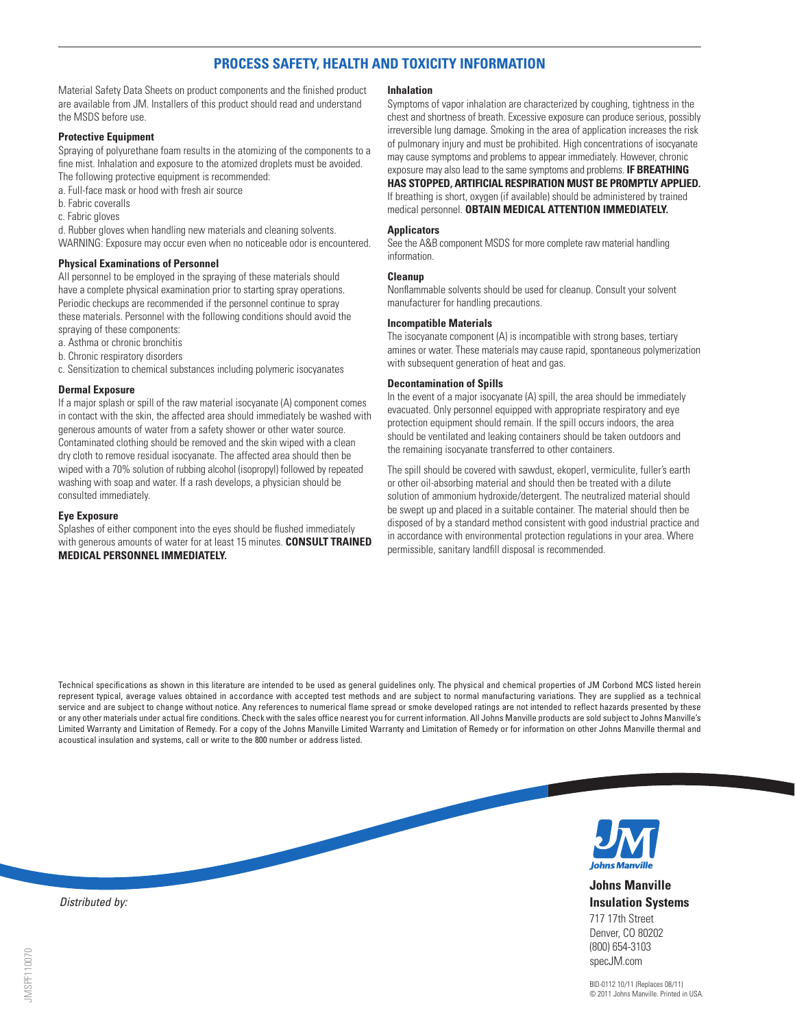## PROCESS SAFETY, HEALTH AND TOXICITY INFORMATION

Material Safety Data Sheets on product components and the finished product are available from JM. Installers of this product should read and understand the MSDS before use.

### Protective Equipment

Spraying of polyurethane foam results in the atomizing of the components to a fine mist. Inhalation and exposure to the atomized droplets must be avoided. The following protective equipment is recommended:

a. Full-face mask or hood with fresh air source
b. Fabric coveralls
c. Fabric gloves
d. Rubber gloves when handling new materials and cleaning solvents.

WARNING: Exposure may occur even when no noticeable odor is encountered.

### Physical Examinations of Personnel

All personnel to be employed in the spraying of these materials should have a complete physical examination prior to starting spray operations. Periodic checkups are recommended if the personnel continue to spray these materials. Personnel with the following conditions should avoid the spraying of these components:

a. Asthma or chronic bronchitis
b. Chronic respiratory disorders
c. Sensitization to chemical substances including polymeric isocyanates

### Dermal Exposure

If a major splash or spill of the raw material isocyanate (A) component comes in contact with the skin, the affected area should immediately be washed with generous amounts of water from a safety shower or other water source. Contaminated clothing should be removed and the skin wiped with a clean dry cloth to remove residual isocyanate. The affected area should then be wiped with a 70% solution of rubbing alcohol (isopropyl) followed by repeated washing with soap and water. If a rash develops, a physician should be consulted immediately.

### Eye Exposure

Splashes of either component into the eyes should be flushed immediately with generous amounts of water for at least 15 minutes. **CONSULT TRAINED MEDICAL PERSONNEL IMMEDIATELY.**

### Inhalation

Symptoms of vapor inhalation are characterized by coughing, tightness in the chest and shortness of breath. Excessive exposure can produce serious, possibly irreversible lung damage. Smoking in the area of application increases the risk of pulmonary injury and must be prohibited. High concentrations of isocyanate may cause symptoms and problems to appear immediately. However, chronic exposure may also lead to the same symptoms and problems. **IF BREATHING HAS STOPPED, ARTIFICIAL RESPIRATION MUST BE PROMPTLY APPLIED.** If breathing is short, oxygen (if available) should be administered by trained medical personnel. **OBTAIN MEDICAL ATTENTION IMMEDIATELY.**

### Applicators

See the A&B component MSDS for more complete raw material handling information.

### Cleanup

Nonflammable solvents should be used for cleanup. Consult your solvent manufacturer for handling precautions.

### Incompatible Materials

The isocyanate component (A) is incompatible with strong bases, tertiary amines or water. These materials may cause rapid, spontaneous polymerization with subsequent generation of heat and gas.

### Decontamination of Spills

In the event of a major isocyanate (A) spill, the area should be immediately evacuated. Only personnel equipped with appropriate respiratory and eye protection equipment should remain. If the spill occurs indoors, the area should be ventilated and leaking containers should be taken outdoors and the remaining isocyanate transferred to other containers.

The spill should be covered with sawdust, ekoperl, vermiculite, fuller's earth or other oil-absorbing material and should then be treated with a dilute solution of ammonium hydroxide/detergent. The neutralized material should be swept up and placed in a suitable container. The material should then be disposed of by a standard method consistent with good industrial practice and in accordance with environmental protection regulations in your area. Where permissible, sanitary landfill disposal is recommended.

Technical specifications as shown in this literature are intended to be used as general guidelines only. The physical and chemical properties of JM Corbond MCS listed herein represent typical, average values obtained in accordance with accepted test methods and are subject to normal manufacturing variations. They are supplied as a technical service and are subject to change without notice. Any references to numerical flame spread or smoke developed ratings are not intended to reflect hazards presented by these or any other materials under actual fire conditions. Check with the sales office nearest you for current information. All Johns Manville products are sold subject to Johns Manville's Limited Warranty and Limitation of Remedy. For a copy of the Johns Manville Limited Warranty and Limitation of Remedy or for information on other Johns Manville thermal and acoustical insulation and systems, call or write to the 800 number or address listed.

*Distributed by:*

**Johns Manville Insulation Systems**
717 17th Street
Denver, CO 80202
(800) 654-3103
specJM.com

BID-0112 10/11 (Replaces 08/11)
© 2011 Johns Manville. Printed in USA.

JMSPF110070